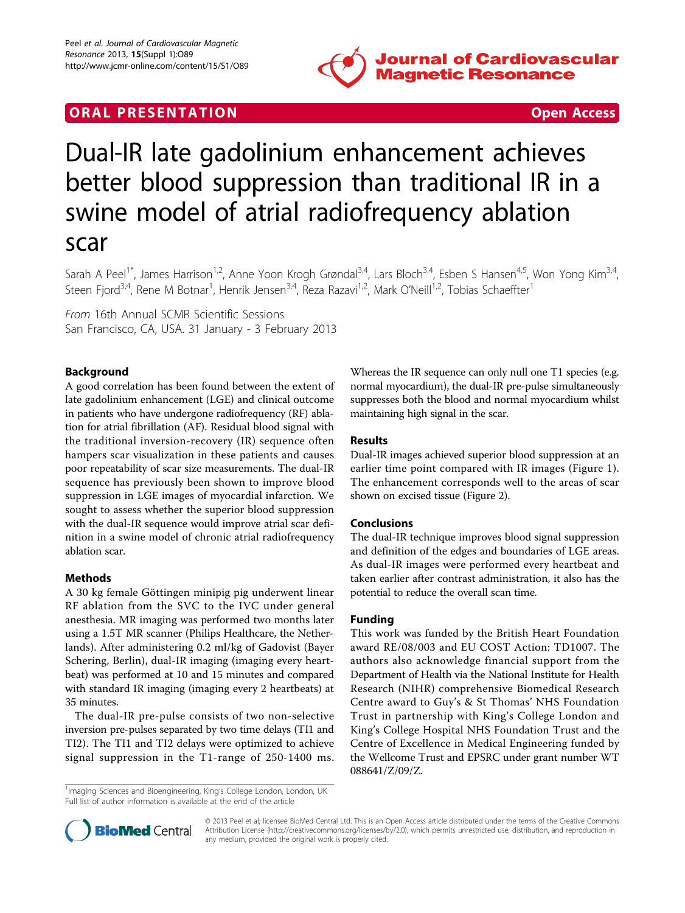ORAL PRESENTATION Open Access

# Dual-IR late gadolinium enhancement achieves better blood suppression than traditional IR in a swine model of atrial radiofrequency ablation scar

Sarah A Peel[1*], James Harrison[1,2], Anne Yoon Krogh Grøndal[3,4], Lars Bloch[3,4], Esben S Hansen[4,5], Won Yong Kim[3,4], Steen Fjord[3,4], Rene M Botnar[1], Henrik Jensen[3,4], Reza Razavi[1,2], Mark O'Neill[1,2], Tobias Schaeffter[1]

*From* 16th Annual SCMR Scientific Sessions
San Francisco, CA, USA. 31 January - 3 February 2013

## Background

A good correlation has been found between the extent of late gadolinium enhancement (LGE) and clinical outcome in patients who have undergone radiofrequency (RF) ablation for atrial fibrillation (AF). Residual blood signal with the traditional inversion-recovery (IR) sequence often hampers scar visualization in these patients and causes poor repeatability of scar size measurements. The dual-IR sequence has previously been shown to improve blood suppression in LGE images of myocardial infarction. We sought to assess whether the superior blood suppression with the dual-IR sequence would improve atrial scar definition in a swine model of chronic atrial radiofrequency ablation scar.

## Methods

A 30 kg female Göttingen minipig pig underwent linear RF ablation from the SVC to the IVC under general anesthesia. MR imaging was performed two months later using a 1.5T MR scanner (Philips Healthcare, the Netherlands). After administering 0.2 ml/kg of Gadovist (Bayer Schering, Berlin), dual-IR imaging (imaging every heartbeat) was performed at 10 and 15 minutes and compared with standard IR imaging (imaging every 2 heartbeats) at 35 minutes.

The dual-IR pre-pulse consists of two non-selective inversion pre-pulses separated by two time delays (TI1 and TI2). The TI1 and TI2 delays were optimized to achieve signal suppression in the T1-range of 250-1400 ms. Whereas the IR sequence can only null one T1 species (e.g. normal myocardium), the dual-IR pre-pulse simultaneously suppresses both the blood and normal myocardium whilst maintaining high signal in the scar.

## Results

Dual-IR images achieved superior blood suppression at an earlier time point compared with IR images (Figure 1). The enhancement corresponds well to the areas of scar shown on excised tissue (Figure 2).

## Conclusions

The dual-IR technique improves blood signal suppression and definition of the edges and boundaries of LGE areas. As dual-IR images were performed every heartbeat and taken earlier after contrast administration, it also has the potential to reduce the overall scan time.

## Funding

This work was funded by the British Heart Foundation award RE/08/003 and EU COST Action: TD1007. The authors also acknowledge financial support from the Department of Health via the National Institute for Health Research (NIHR) comprehensive Biomedical Research Centre award to Guy's & St Thomas' NHS Foundation Trust in partnership with King's College London and King's College Hospital NHS Foundation Trust and the Centre of Excellence in Medical Engineering funded by the Wellcome Trust and EPSRC under grant number WT 088641/Z/09/Z.

[1]Imaging Sciences and Bioengineering, King's College London, London, UK
Full list of author information is available at the end of the article

© 2013 Peel et al; licensee BioMed Central Ltd. This is an Open Access article distributed under the terms of the Creative Commons Attribution License (http://creativecommons.org/licenses/by/2.0), which permits unrestricted use, distribution, and reproduction in any medium, provided the original work is properly cited.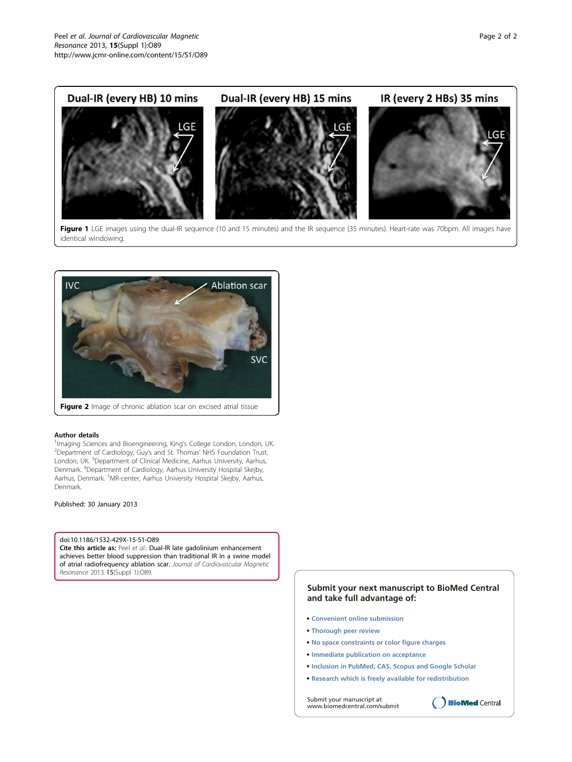Dual-IR (every HB) 10 mins

Dual-IR (every HB) 15 mins

IR (every 2 HBs) 35 mins

LGE

**Figure 1** LGE images using the dual-IR sequence (10 and 15 minutes) and the IR sequence (35 minutes). Heart-rate was 70bpm. All images have identical windowing.

IVC

Ablation scar

SVC

**Figure 2** Image of chronic ablation scar on excised atrial tissue

#### Author details

[1]Imaging Sciences and Bioengineering, King's College London, London, UK. [2]Department of Cardiology, Guy's and St. Thomas' NHS Foundation Trust, London, UK. [3]Department of Clinical Medicine, Aarhus University, Aarhus, Denmark. [4]Department of Cardiology, Aarhus University Hospital Skejby, Aarhus, Denmark. [5]MR-center, Aarhus University Hospital Skejby, Aarhus, Denmark.

Published: 30 January 2013

doi:10.1186/1532-429X-15-S1-O89

**Cite this article as:** Peel *et al.*: Dual-IR late gadolinium enhancement achieves better blood suppression than traditional IR in a swine model of atrial radiofrequency ablation scar. *Journal of Cardiovascular Magnetic Resonance* 2013 **15**(Suppl 1):O89.

**Submit your next manuscript to BioMed Central and take full advantage of:**

- Convenient online submission
- Thorough peer review
- No space constraints or color figure charges
- Immediate publication on acceptance
- Inclusion in PubMed, CAS, Scopus and Google Scholar
- Research which is freely available for redistribution

Submit your manuscript at www.biomedcentral.com/submit

BioMed Central